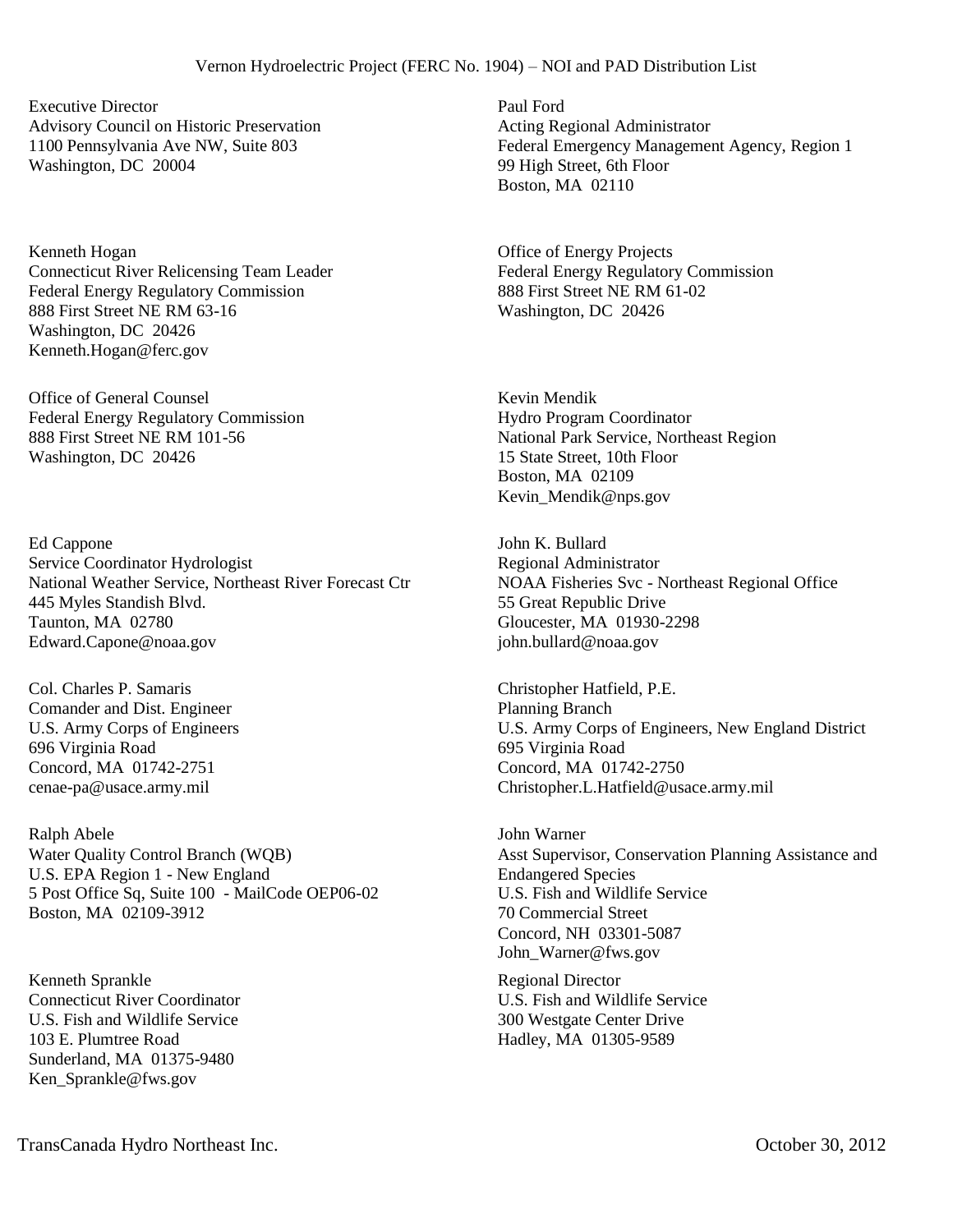Vernon Hydroelectric Project (FERC No. 1904) – NOI and PAD Distribution List

Executive Director
Advisory Council on Historic Preservation
1100 Pennsylvania Ave NW, Suite 803
Washington, DC 20004

Paul Ford
Acting Regional Administrator
Federal Emergency Management Agency, Region 1
99 High Street, 6th Floor
Boston, MA 02110

Kenneth Hogan
Connecticut River Relicensing Team Leader
Federal Energy Regulatory Commission
888 First Street NE RM 63-16
Washington, DC 20426
Kenneth.Hogan@ferc.gov

Office of Energy Projects
Federal Energy Regulatory Commission
888 First Street NE RM 61-02
Washington, DC 20426

Office of General Counsel
Federal Energy Regulatory Commission
888 First Street NE RM 101-56
Washington, DC 20426

Kevin Mendik
Hydro Program Coordinator
National Park Service, Northeast Region
15 State Street, 10th Floor
Boston, MA 02109
Kevin_Mendik@nps.gov

Ed Cappone
Service Coordinator Hydrologist
National Weather Service, Northeast River Forecast Ctr
445 Myles Standish Blvd.
Taunton, MA 02780
Edward.Capone@noaa.gov

John K. Bullard
Regional Administrator
NOAA Fisheries Svc - Northeast Regional Office
55 Great Republic Drive
Gloucester, MA 01930-2298
john.bullard@noaa.gov

Col. Charles P. Samaris
Comander and Dist. Engineer
U.S. Army Corps of Engineers
696 Virginia Road
Concord, MA 01742-2751
cenae-pa@usace.army.mil

Christopher Hatfield, P.E.
Planning Branch
U.S. Army Corps of Engineers, New England District
695 Virginia Road
Concord, MA 01742-2750
Christopher.L.Hatfield@usace.army.mil

Ralph Abele
Water Quality Control Branch (WQB)
U.S. EPA Region 1 - New England
5 Post Office Sq, Suite 100 - MailCode OEP06-02
Boston, MA 02109-3912

John Warner
Asst Supervisor, Conservation Planning Assistance and Endangered Species
U.S. Fish and Wildlife Service
70 Commercial Street
Concord, NH 03301-5087
John_Warner@fws.gov

Kenneth Sprankle
Connecticut River Coordinator
U.S. Fish and Wildlife Service
103 E. Plumtree Road
Sunderland, MA 01375-9480
Ken_Sprankle@fws.gov

Regional Director
U.S. Fish and Wildlife Service
300 Westgate Center Drive
Hadley, MA 01305-9589

TransCanada Hydro Northeast Inc. October 30, 2012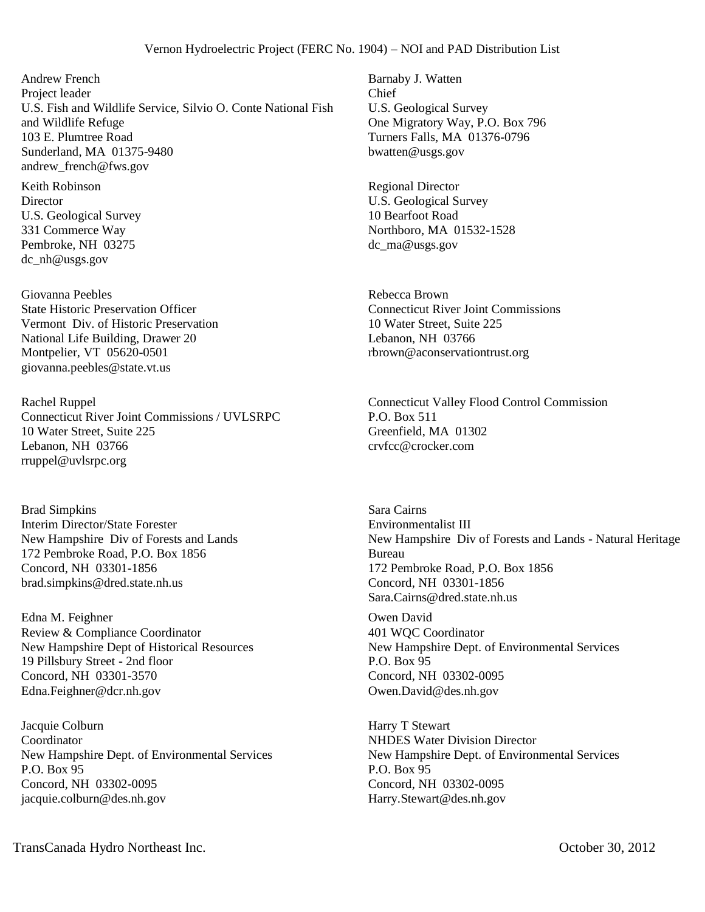Andrew French
Project leader
U.S. Fish and Wildlife Service, Silvio O. Conte National Fish and Wildlife Refuge
103 E. Plumtree Road
Sunderland, MA 01375-9480
andrew_french@fws.gov

Barnaby J. Watten
Chief
U.S. Geological Survey
One Migratory Way, P.O. Box 796
Turners Falls, MA 01376-0796
bwatten@usgs.gov

Keith Robinson
Director
U.S. Geological Survey
331 Commerce Way
Pembroke, NH 03275
dc_nh@usgs.gov

Regional Director
U.S. Geological Survey
10 Bearfoot Road
Northboro, MA 01532-1528
dc_ma@usgs.gov

Giovanna Peebles
State Historic Preservation Officer
Vermont Div. of Historic Preservation
National Life Building, Drawer 20
Montpelier, VT 05620-0501
giovanna.peebles@state.vt.us

Rebecca Brown
Connecticut River Joint Commissions
10 Water Street, Suite 225
Lebanon, NH 03766
rbrown@aconservationtrust.org

Rachel Ruppel
Connecticut River Joint Commissions / UVLSRPC
10 Water Street, Suite 225
Lebanon, NH 03766
rruppel@uvlsrpc.org

Connecticut Valley Flood Control Commission
P.O. Box 511
Greenfield, MA 01302
crvfcc@crocker.com

Brad Simpkins
Interim Director/State Forester
New Hampshire Div of Forests and Lands
172 Pembroke Road, P.O. Box 1856
Concord, NH 03301-1856
brad.simpkins@dred.state.nh.us

Sara Cairns
Environmentalist III
New Hampshire Div of Forests and Lands - Natural Heritage Bureau
172 Pembroke Road, P.O. Box 1856
Concord, NH 03301-1856
Sara.Cairns@dred.state.nh.us

Edna M. Feighner
Review & Compliance Coordinator
New Hampshire Dept of Historical Resources
19 Pillsbury Street - 2nd floor
Concord, NH 03301-3570
Edna.Feighner@dcr.nh.gov

Owen David
401 WQC Coordinator
New Hampshire Dept. of Environmental Services
P.O. Box 95
Concord, NH 03302-0095
Owen.David@des.nh.gov

Jacquie Colburn
Coordinator
New Hampshire Dept. of Environmental Services
P.O. Box 95
Concord, NH 03302-0095
jacquie.colburn@des.nh.gov

Harry T Stewart
NHDES Water Division Director
New Hampshire Dept. of Environmental Services
P.O. Box 95
Concord, NH 03302-0095
Harry.Stewart@des.nh.gov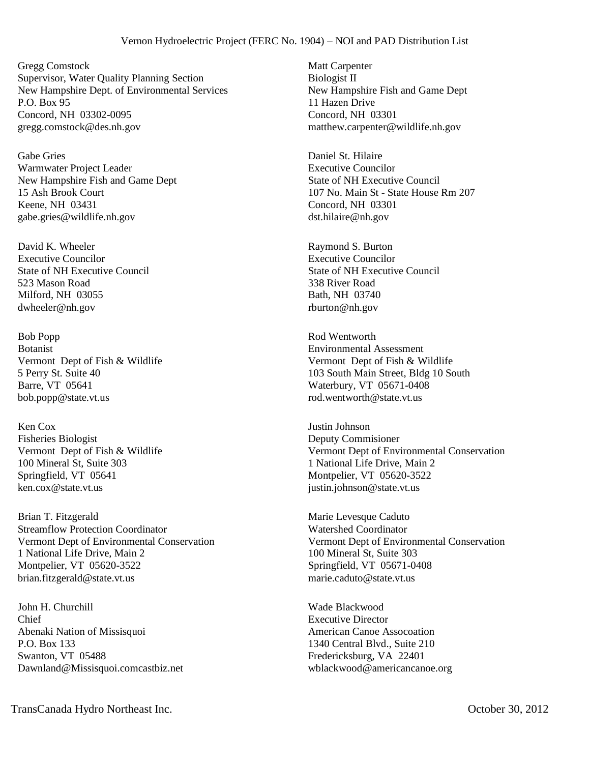Gregg Comstock
Supervisor, Water Quality Planning Section
New Hampshire Dept. of Environmental Services
P.O. Box 95
Concord, NH 03302-0095
gregg.comstock@des.nh.gov

Gabe Gries
Warmwater Project Leader
New Hampshire Fish and Game Dept
15 Ash Brook Court
Keene, NH 03431
gabe.gries@wildlife.nh.gov

David K. Wheeler
Executive Councilor
State of NH Executive Council
523 Mason Road
Milford, NH 03055
dwheeler@nh.gov

Bob Popp
Botanist
Vermont Dept of Fish & Wildlife
5 Perry St. Suite 40
Barre, VT 05641
bob.popp@state.vt.us

Ken Cox
Fisheries Biologist
Vermont Dept of Fish & Wildlife
100 Mineral St, Suite 303
Springfield, VT 05641
ken.cox@state.vt.us

Brian T. Fitzgerald
Streamflow Protection Coordinator
Vermont Dept of Environmental Conservation
1 National Life Drive, Main 2
Montpelier, VT 05620-3522
brian.fitzgerald@state.vt.us

John H. Churchill
Chief
Abenaki Nation of Missisquoi
P.O. Box 133
Swanton, VT 05488
Dawnland@Missisquoi.comcastbiz.net

Matt Carpenter
Biologist II
New Hampshire Fish and Game Dept
11 Hazen Drive
Concord, NH 03301
matthew.carpenter@wildlife.nh.gov

Daniel St. Hilaire
Executive Councilor
State of NH Executive Council
107 No. Main St - State House Rm 207
Concord, NH 03301
dst.hilaire@nh.gov

Raymond S. Burton
Executive Councilor
State of NH Executive Council
338 River Road
Bath, NH 03740
rburton@nh.gov

Rod Wentworth
Environmental Assessment
Vermont Dept of Fish & Wildlife
103 South Main Street, Bldg 10 South
Waterbury, VT 05671-0408
rod.wentworth@state.vt.us

Justin Johnson
Deputy Commisioner
Vermont Dept of Environmental Conservation
1 National Life Drive, Main 2
Montpelier, VT 05620-3522
justin.johnson@state.vt.us

Marie Levesque Caduto
Watershed Coordinator
Vermont Dept of Environmental Conservation
100 Mineral St, Suite 303
Springfield, VT 05671-0408
marie.caduto@state.vt.us

Wade Blackwood
Executive Director
American Canoe Assocoation
1340 Central Blvd., Suite 210
Fredericksburg, VA 22401
wblackwood@americancanoe.org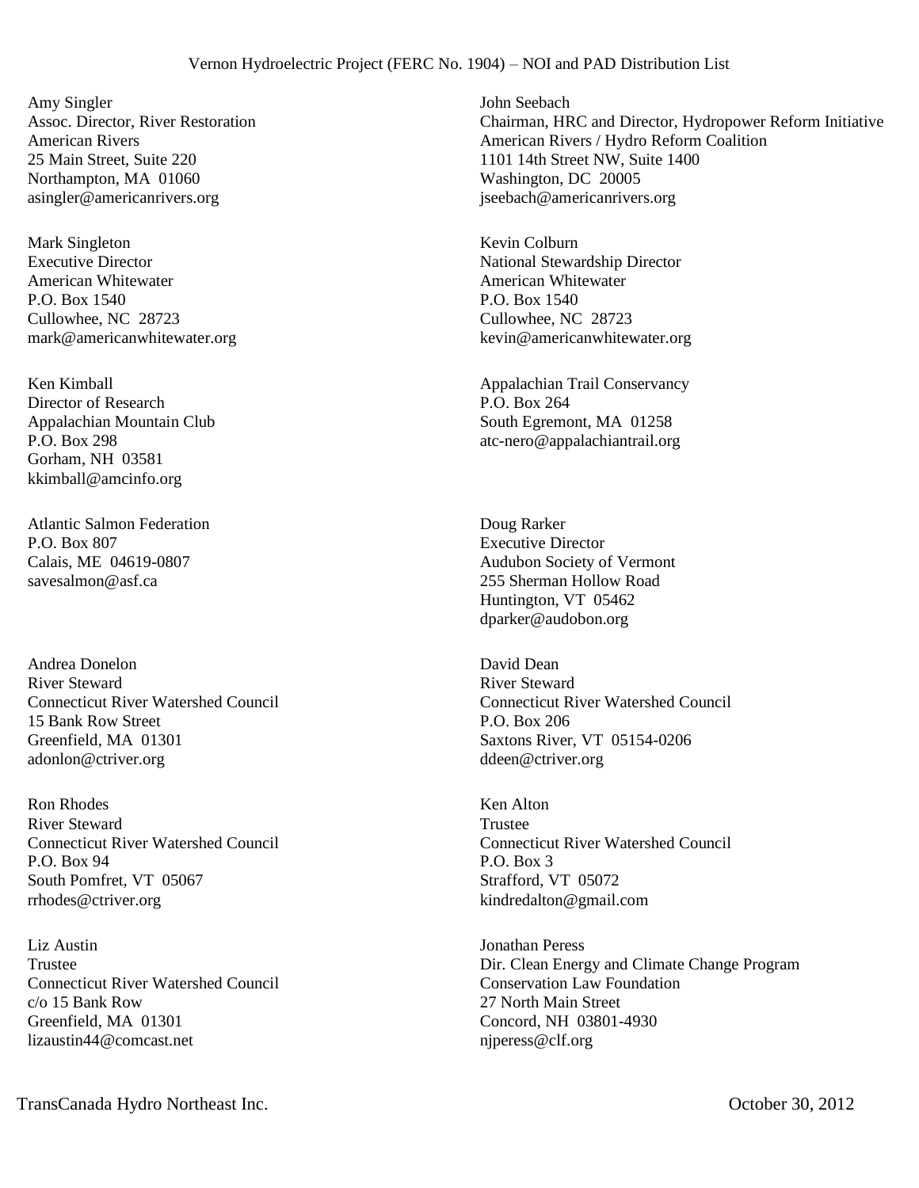Amy Singler
Assoc. Director, River Restoration
American Rivers
25 Main Street, Suite 220
Northampton, MA 01060
asingler@americanrivers.org

John Seebach
Chairman, HRC and Director, Hydropower Reform Initiative
American Rivers / Hydro Reform Coalition
1101 14th Street NW, Suite 1400
Washington, DC 20005
jseebach@americanrivers.org

Mark Singleton
Executive Director
American Whitewater
P.O. Box 1540
Cullowhee, NC 28723
mark@americanwhitewater.org

Kevin Colburn
National Stewardship Director
American Whitewater
P.O. Box 1540
Cullowhee, NC 28723
kevin@americanwhitewater.org

Ken Kimball
Director of Research
Appalachian Mountain Club
P.O. Box 298
Gorham, NH 03581
kkimball@amcinfo.org

Appalachian Trail Conservancy
P.O. Box 264
South Egremont, MA 01258
atc-nero@appalachiantrail.org

Atlantic Salmon Federation
P.O. Box 807
Calais, ME 04619-0807
savesalmon@asf.ca

Doug Rarker
Executive Director
Audubon Society of Vermont
255 Sherman Hollow Road
Huntington, VT 05462
dparker@audobon.org

Andrea Donelon
River Steward
Connecticut River Watershed Council
15 Bank Row Street
Greenfield, MA 01301
adonlon@ctriver.org

David Dean
River Steward
Connecticut River Watershed Council
P.O. Box 206
Saxtons River, VT 05154-0206
ddeen@ctriver.org

Ron Rhodes
River Steward
Connecticut River Watershed Council
P.O. Box 94
South Pomfret, VT 05067
rrhodes@ctriver.org

Ken Alton
Trustee
Connecticut River Watershed Council
P.O. Box 3
Strafford, VT 05072
kindredalton@gmail.com

Liz Austin
Trustee
Connecticut River Watershed Council
c/o 15 Bank Row
Greenfield, MA 01301
lizaustin44@comcast.net

Jonathan Peress
Dir. Clean Energy and Climate Change Program
Conservation Law Foundation
27 North Main Street
Concord, NH 03801-4930
njperess@clf.org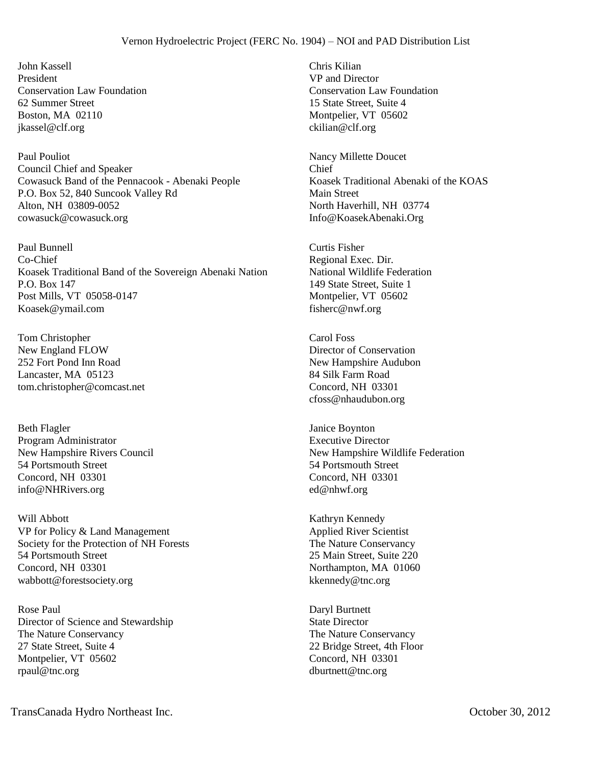John Kassell
President
Conservation Law Foundation
62 Summer Street
Boston, MA 02110
jkassel@clf.org

Chris Kilian
VP and Director
Conservation Law Foundation
15 State Street, Suite 4
Montpelier, VT 05602
ckilian@clf.org

Paul Pouliot
Council Chief and Speaker
Cowasuck Band of the Pennacook - Abenaki People
P.O. Box 52, 840 Suncook Valley Rd
Alton, NH 03809-0052
cowasuck@cowasuck.org

Nancy Millette Doucet
Chief
Koasek Traditional Abenaki of the KOAS
Main Street
North Haverhill, NH 03774
Info@KoasekAbenaki.Org

Paul Bunnell
Co-Chief
Koasek Traditional Band of the Sovereign Abenaki Nation
P.O. Box 147
Post Mills, VT 05058-0147
Koasek@ymail.com

Curtis Fisher
Regional Exec. Dir.
National Wildlife Federation
149 State Street, Suite 1
Montpelier, VT 05602
fisherc@nwf.org

Tom Christopher
New England FLOW
252 Fort Pond Inn Road
Lancaster, MA 05123
tom.christopher@comcast.net

Carol Foss
Director of Conservation
New Hampshire Audubon
84 Silk Farm Road
Concord, NH 03301
cfoss@nhaudubon.org

Beth Flagler
Program Administrator
New Hampshire Rivers Council
54 Portsmouth Street
Concord, NH 03301
info@NHRivers.org

Janice Boynton
Executive Director
New Hampshire Wildlife Federation
54 Portsmouth Street
Concord, NH 03301
ed@nhwf.org

Will Abbott
VP for Policy & Land Management
Society for the Protection of NH Forests
54 Portsmouth Street
Concord, NH 03301
wabbott@forestsociety.org

Kathryn Kennedy
Applied River Scientist
The Nature Conservancy
25 Main Street, Suite 220
Northampton, MA 01060
kkennedy@tnc.org

Rose Paul
Director of Science and Stewardship
The Nature Conservancy
27 State Street, Suite 4
Montpelier, VT 05602
rpaul@tnc.org

Daryl Burtnett
State Director
The Nature Conservancy
22 Bridge Street, 4th Floor
Concord, NH 03301
dburtnett@tnc.org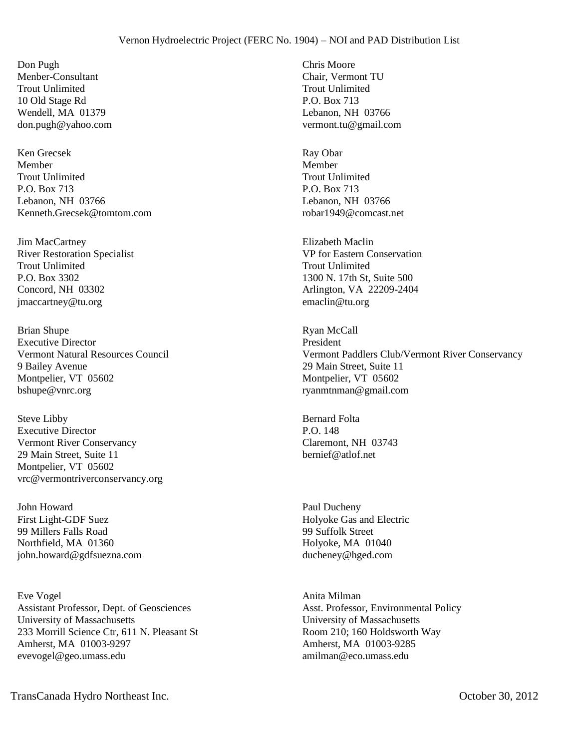Don Pugh
Menber-Consultant
Trout Unlimited
10 Old Stage Rd
Wendell, MA 01379
don.pugh@yahoo.com

Chris Moore
Chair, Vermont TU
Trout Unlimited
P.O. Box 713
Lebanon, NH 03766
vermont.tu@gmail.com

Ken Grecsek
Member
Trout Unlimited
P.O. Box 713
Lebanon, NH 03766
Kenneth.Grecsek@tomtom.com

Ray Obar
Member
Trout Unlimited
P.O. Box 713
Lebanon, NH 03766
robar1949@comcast.net

Jim MacCartney
River Restoration Specialist
Trout Unlimited
P.O. Box 3302
Concord, NH 03302
jmaccartney@tu.org

Elizabeth Maclin
VP for Eastern Conservation
Trout Unlimited
1300 N. 17th St, Suite 500
Arlington, VA 22209-2404
emaclin@tu.org

Brian Shupe
Executive Director
Vermont Natural Resources Council
9 Bailey Avenue
Montpelier, VT 05602
bshupe@vnrc.org

Ryan McCall
President
Vermont Paddlers Club/Vermont River Conservancy
29 Main Street, Suite 11
Montpelier, VT 05602
ryanmtnman@gmail.com

Steve Libby
Executive Director
Vermont River Conservancy
29 Main Street, Suite 11
Montpelier, VT 05602
vrc@vermontriverconservancy.org

Bernard Folta
P.O. 148
Claremont, NH 03743
bernief@atlof.net

John Howard
First Light-GDF Suez
99 Millers Falls Road
Northfield, MA 01360
john.howard@gdfsuezna.com

Paul Ducheny
Holyoke Gas and Electric
99 Suffolk Street
Holyoke, MA 01040
ducheney@hged.com

Eve Vogel
Assistant Professor, Dept. of Geosciences
University of Massachusetts
233 Morrill Science Ctr, 611 N. Pleasant St
Amherst, MA 01003-9297
evevogel@geo.umass.edu

Anita Milman
Asst. Professor, Environmental Policy
University of Massachusetts
Room 210; 160 Holdsworth Way
Amherst, MA 01003-9285
amilman@eco.umass.edu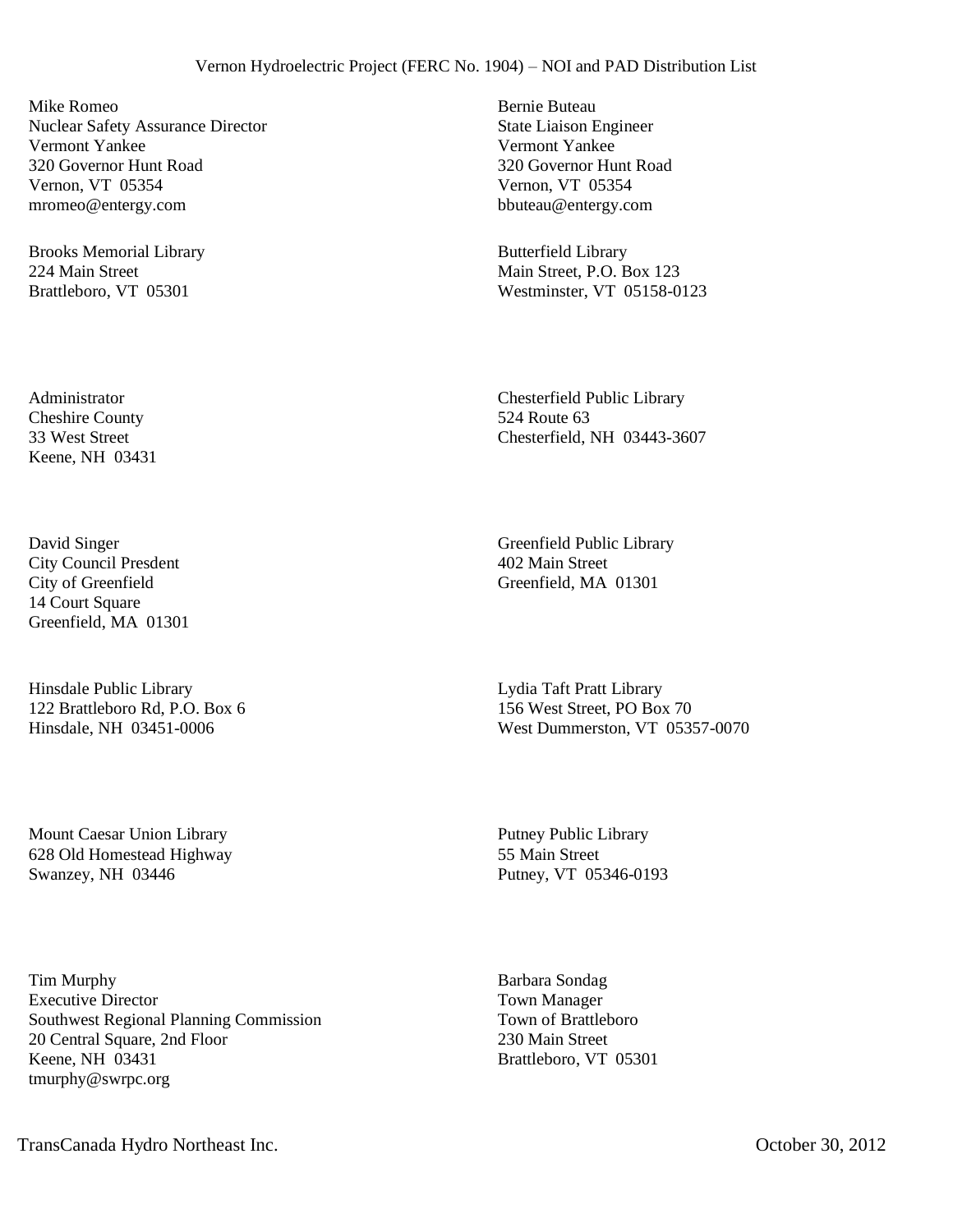Mike Romeo
Nuclear Safety Assurance Director
Vermont Yankee
320 Governor Hunt Road
Vernon, VT 05354
mromeo@entergy.com

Bernie Buteau
State Liaison Engineer
Vermont Yankee
320 Governor Hunt Road
Vernon, VT 05354
bbuteau@entergy.com

Brooks Memorial Library
224 Main Street
Brattleboro, VT 05301

Butterfield Library
Main Street, P.O. Box 123
Westminster, VT 05158-0123

Administrator
Cheshire County
33 West Street
Keene, NH 03431

Chesterfield Public Library
524 Route 63
Chesterfield, NH 03443-3607

David Singer
City Council Presdent
City of Greenfield
14 Court Square
Greenfield, MA 01301

Greenfield Public Library
402 Main Street
Greenfield, MA 01301

Hinsdale Public Library
122 Brattleboro Rd, P.O. Box 6
Hinsdale, NH 03451-0006

Lydia Taft Pratt Library
156 West Street, PO Box 70
West Dummerston, VT 05357-0070

Mount Caesar Union Library
628 Old Homestead Highway
Swanzey, NH 03446

Putney Public Library
55 Main Street
Putney, VT 05346-0193

Tim Murphy
Executive Director
Southwest Regional Planning Commission
20 Central Square, 2nd Floor
Keene, NH 03431
tmurphy@swrpc.org

Barbara Sondag
Town Manager
Town of Brattleboro
230 Main Street
Brattleboro, VT 05301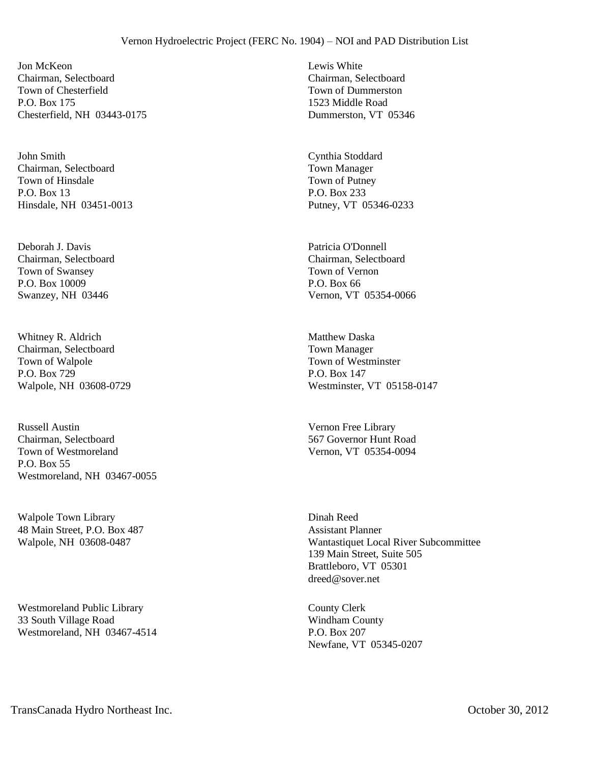Jon McKeon
Chairman, Selectboard
Town of Chesterfield
P.O. Box 175
Chesterfield, NH 03443-0175

John Smith
Chairman, Selectboard
Town of Hinsdale
P.O. Box 13
Hinsdale, NH 03451-0013

Deborah J. Davis
Chairman, Selectboard
Town of Swansey
P.O. Box 10009
Swanzey, NH 03446

Whitney R. Aldrich
Chairman, Selectboard
Town of Walpole
P.O. Box 729
Walpole, NH 03608-0729

Russell Austin
Chairman, Selectboard
Town of Westmoreland
P.O. Box 55
Westmoreland, NH 03467-0055

Walpole Town Library
48 Main Street, P.O. Box 487
Walpole, NH 03608-0487

Westmoreland Public Library
33 South Village Road
Westmoreland, NH 03467-4514

Lewis White
Chairman, Selectboard
Town of Dummerston
1523 Middle Road
Dummerston, VT 05346

Cynthia Stoddard
Town Manager
Town of Putney
P.O. Box 233
Putney, VT 05346-0233

Patricia O'Donnell
Chairman, Selectboard
Town of Vernon
P.O. Box 66
Vernon, VT 05354-0066

Matthew Daska
Town Manager
Town of Westminster
P.O. Box 147
Westminster, VT 05158-0147

Vernon Free Library
567 Governor Hunt Road
Vernon, VT 05354-0094

Dinah Reed
Assistant Planner
Wantastiquet Local River Subcommittee
139 Main Street, Suite 505
Brattleboro, VT 05301
dreed@sover.net

County Clerk
Windham County
P.O. Box 207
Newfane, VT 05345-0207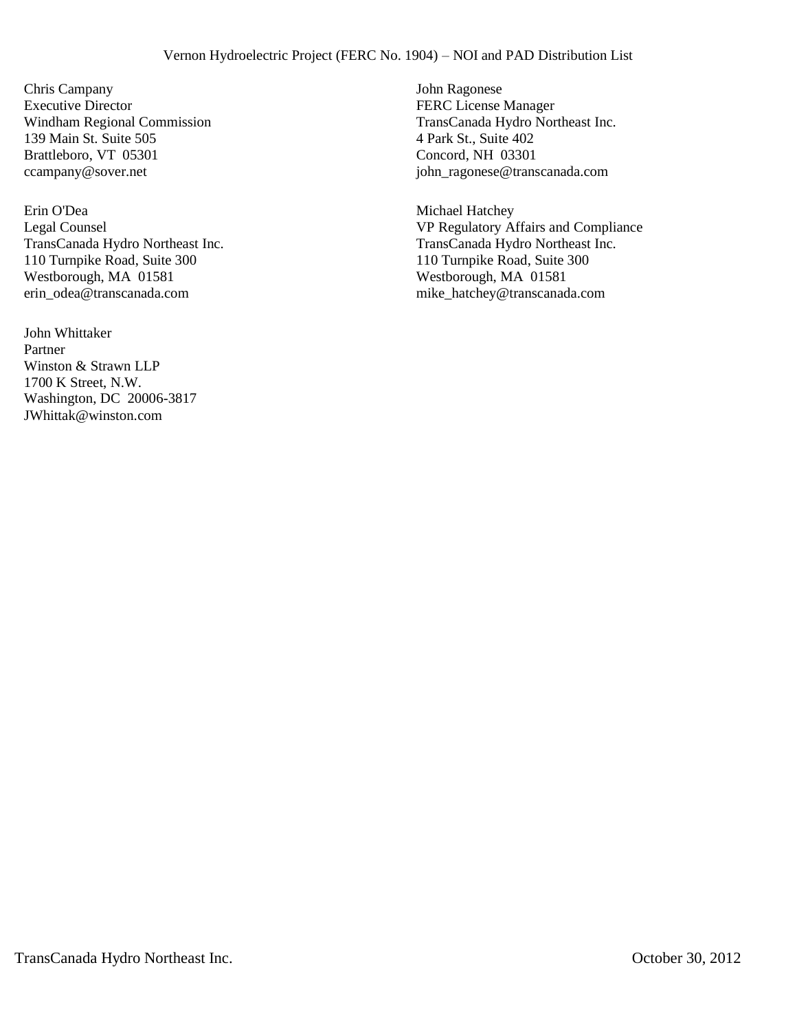Chris Campany
Executive Director
Windham Regional Commission
139 Main St. Suite 505
Brattleboro, VT 05301
ccampany@sover.net

Erin O'Dea
Legal Counsel
TransCanada Hydro Northeast Inc.
110 Turnpike Road, Suite 300
Westborough, MA 01581
erin_odea@transcanada.com

John Whittaker
Partner
Winston & Strawn LLP
1700 K Street, N.W.
Washington, DC 20006-3817
JWhittak@winston.com

John Ragonese
FERC License Manager
TransCanada Hydro Northeast Inc.
4 Park St., Suite 402
Concord, NH 03301
john_ragonese@transcanada.com

Michael Hatchey
VP Regulatory Affairs and Compliance
TransCanada Hydro Northeast Inc.
110 Turnpike Road, Suite 300
Westborough, MA 01581
mike_hatchey@transcanada.com